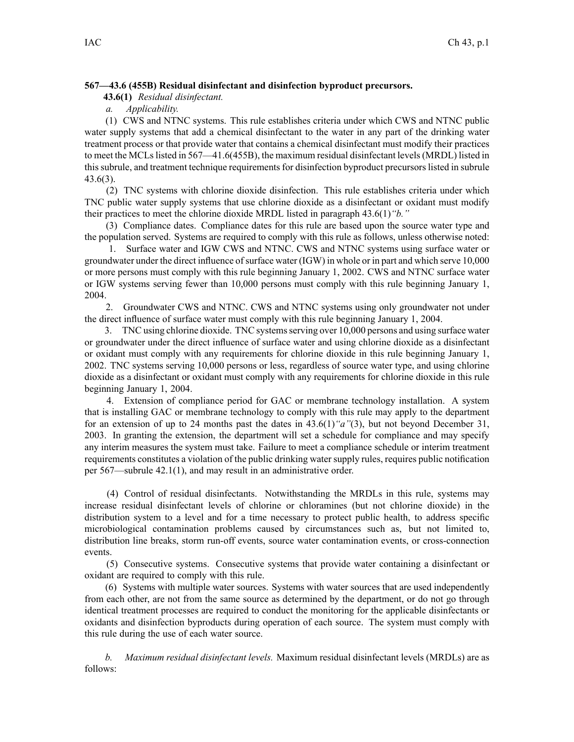**567—43.6 (455B) Residual disinfectant and disinfection byproduct precursors.**

**43.6(1)** *Residual disinfectant.*

*a. Applicability.*

(1) CWS and NTNC systems. This rule establishes criteria under which CWS and NTNC public water supply systems that add a chemical disinfectant to the water in any part of the drinking water treatment process or that provide water that contains a chemical disinfectant must modify their practices to meet the MCLs listed in 567—41.6(455B), the maximum residual disinfectant levels (MRDL) listed in this subrule, and treatment technique requirements for disinfection byproduct precursors listed in subrule 43.6(3).

(2) TNC systems with chlorine dioxide disinfection. This rule establishes criteria under which TNC public water supply systems that use chlorine dioxide as a disinfectant or oxidant must modify their practices to meet the chlorine dioxide MRDL listed in paragraph 43.6(1)*"b."*

(3) Compliance dates. Compliance dates for this rule are based upon the source water type and the population served. Systems are required to comply with this rule as follows, unless otherwise noted:

1. Surface water and IGW CWS and NTNC. CWS and NTNC systems using surface water or groundwater under the direct influence of surface water (IGW) in whole or in part and which serve 10,000 or more persons must comply with this rule beginning January 1, 2002. CWS and NTNC surface water or IGW systems serving fewer than 10,000 persons must comply with this rule beginning January 1, 2004.

2. Groundwater CWS and NTNC. CWS and NTNC systems using only groundwater not under the direct influence of surface water must comply with this rule beginning January 1, 2004.

3. TNC using chlorine dioxide. TNC systems serving over 10,000 persons and using surface water or groundwater under the direct influence of surface water and using chlorine dioxide as a disinfectant or oxidant must comply with any requirements for chlorine dioxide in this rule beginning January 1, 2002. TNC systems serving 10,000 persons or less, regardless of source water type, and using chlorine dioxide as a disinfectant or oxidant must comply with any requirements for chlorine dioxide in this rule beginning January 1, 2004.

4. Extension of compliance period for GAC or membrane technology installation. A system that is installing GAC or membrane technology to comply with this rule may apply to the department for an extension of up to 24 months past the dates in 43.6(1)*"a"*(3), but not beyond December 31, 2003. In granting the extension, the department will set a schedule for compliance and may specify any interim measures the system must take. Failure to meet a compliance schedule or interim treatment requirements constitutes a violation of the public drinking water supply rules, requires public notification per 567—subrule 42.1(1), and may result in an administrative order.

(4) Control of residual disinfectants. Notwithstanding the MRDLs in this rule, systems may increase residual disinfectant levels of chlorine or chloramines (but not chlorine dioxide) in the distribution system to a level and for a time necessary to protect public health, to address specific microbiological contamination problems caused by circumstances such as, but not limited to, distribution line breaks, storm run-off events, source water contamination events, or cross-connection events.

(5) Consecutive systems. Consecutive systems that provide water containing a disinfectant or oxidant are required to comply with this rule.

(6) Systems with multiple water sources. Systems with water sources that are used independently from each other, are not from the same source as determined by the department, or do not go through identical treatment processes are required to conduct the monitoring for the applicable disinfectants or oxidants and disinfection byproducts during operation of each source. The system must comply with this rule during the use of each water source.

*b. Maximum residual disinfectant levels.* Maximum residual disinfectant levels (MRDLs) are as follows: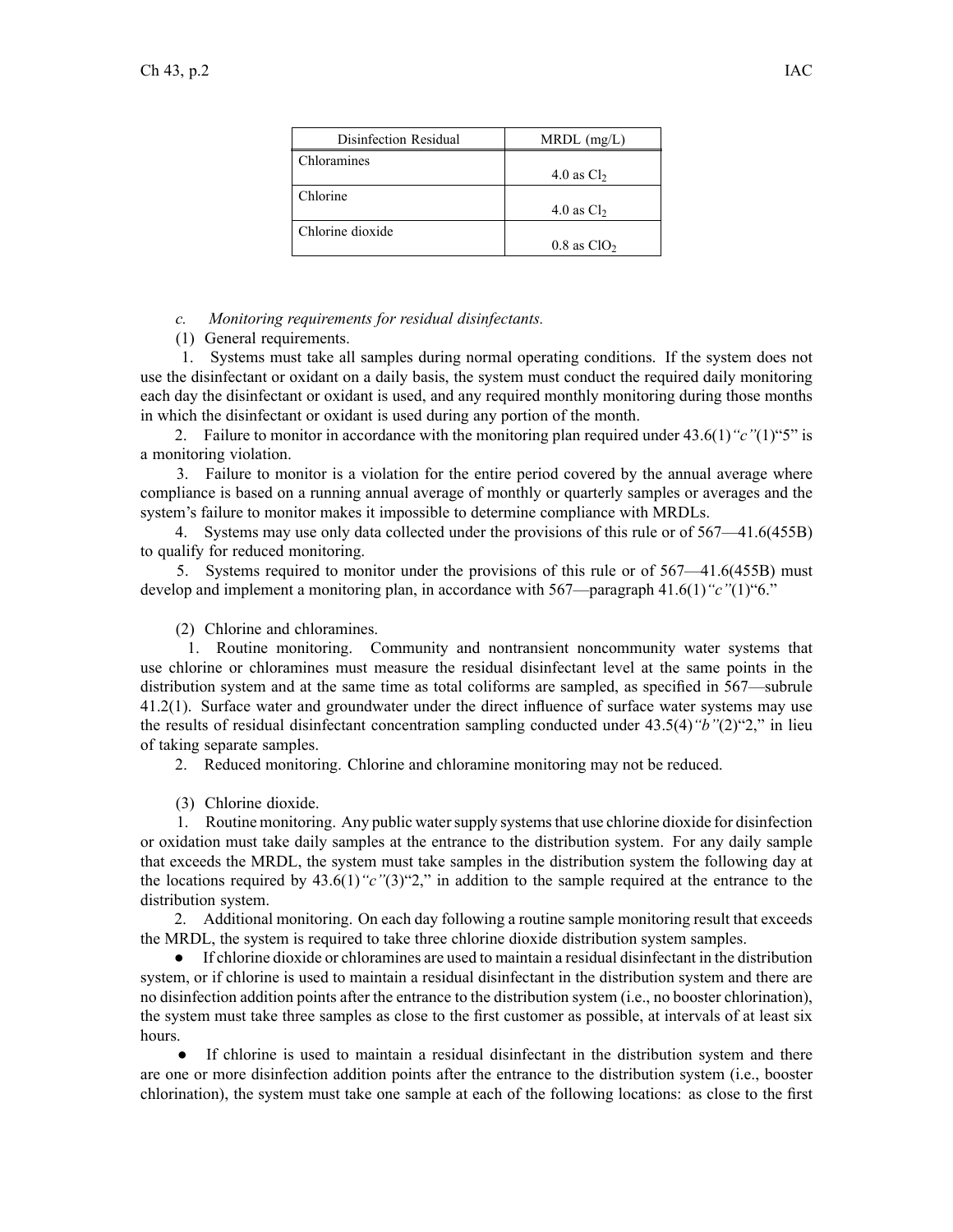| Disinfection Residual | MRDL (mg/L) |
|---|---|
| Chloramines | 4.0 as $Cl_2$ |
| Chlorine | 4.0 as $Cl_2$ |
| Chlorine dioxide | 0.8 as $ClO_2$ |

*c. Monitoring requirements for residual disinfectants.*

(1) General requirements.

1. Systems must take all samples during normal operating conditions. If the system does not use the disinfectant or oxidant on a daily basis, the system must conduct the required daily monitoring each day the disinfectant or oxidant is used, and any required monthly monitoring during those months in which the disinfectant or oxidant is used during any portion of the month.

2. Failure to monitor in accordance with the monitoring plan required under 43.6(1)*"c"*(1)"5" is a monitoring violation.

3. Failure to monitor is a violation for the entire period covered by the annual average where compliance is based on a running annual average of monthly or quarterly samples or averages and the system's failure to monitor makes it impossible to determine compliance with MRDLs.

4. Systems may use only data collected under the provisions of this rule or of 567—41.6(455B) to qualify for reduced monitoring.

5. Systems required to monitor under the provisions of this rule or of 567—41.6(455B) must develop and implement a monitoring plan, in accordance with 567—paragraph 41.6(1)*"c"*(1)"6."

(2) Chlorine and chloramines.

1. Routine monitoring. Community and nontransient noncommunity water systems that use chlorine or chloramines must measure the residual disinfectant level at the same points in the distribution system and at the same time as total coliforms are sampled, as specified in 567—subrule 41.2(1). Surface water and groundwater under the direct influence of surface water systems may use the results of residual disinfectant concentration sampling conducted under 43.5(4)*"b"*(2)"2," in lieu of taking separate samples.

2. Reduced monitoring. Chlorine and chloramine monitoring may not be reduced.

(3) Chlorine dioxide.

1. Routine monitoring. Any public water supply systems that use chlorine dioxide for disinfection or oxidation must take daily samples at the entrance to the distribution system. For any daily sample that exceeds the MRDL, the system must take samples in the distribution system the following day at the locations required by 43.6(1)*"c"*(3)"2," in addition to the sample required at the entrance to the distribution system.

2. Additional monitoring. On each day following a routine sample monitoring result that exceeds the MRDL, the system is required to take three chlorine dioxide distribution system samples.

- If chlorine dioxide or chloramines are used to maintain a residual disinfectant in the distribution system, or if chlorine is used to maintain a residual disinfectant in the distribution system and there are no disinfection addition points after the entrance to the distribution system (i.e., no booster chlorination), the system must take three samples as close to the first customer as possible, at intervals of at least six hours.
- If chlorine is used to maintain a residual disinfectant in the distribution system and there are one or more disinfection addition points after the entrance to the distribution system (i.e., booster chlorination), the system must take one sample at each of the following locations: as close to the first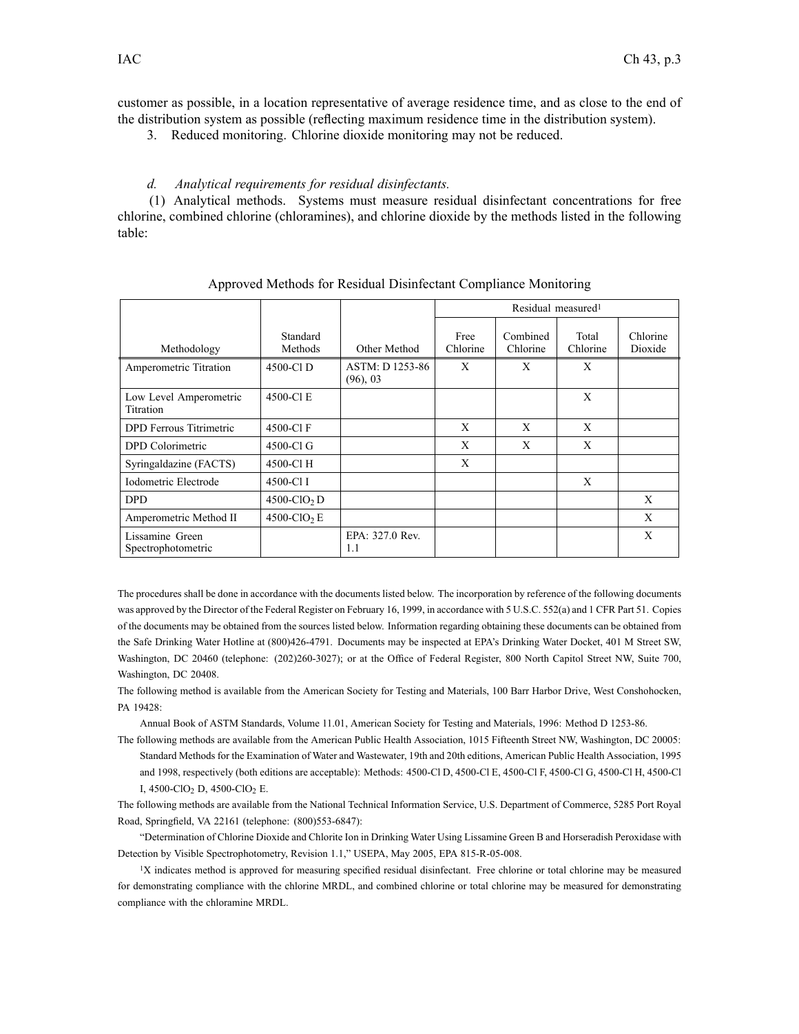customer as possible, in a location representative of average residence time, and as close to the end of the distribution system as possible (reflecting maximum residence time in the distribution system).

3. Reduced monitoring. Chlorine dioxide monitoring may not be reduced.

*d. Analytical requirements for residual disinfectants.*

(1) Analytical methods. Systems must measure residual disinfectant concentrations for free chlorine, combined chlorine (chloramines), and chlorine dioxide by the methods listed in the following table:

Approved Methods for Residual Disinfectant Compliance Monitoring

| | | | Residual measured[1] | | | |
|---|---|---|---|---|---|---|
| Methodology | Standard Methods | Other Method | Free Chlorine | Combined Chlorine | Total Chlorine | Chlorine Dioxide |
| Amperometric Titration | 4500-Cl D | ASTM: D 1253-86 (96), 03 | X | X | X | |
| Low Level Amperometric Titration | 4500-Cl E | | | | X | |
| DPD Ferrous Titrimetric | 4500-Cl F | | X | X | X | |
| DPD Colorimetric | 4500-Cl G | | X | X | X | |
| Syringaldazine (FACTS) | 4500-Cl H | | X | | | |
| Iodometric Electrode | 4500-Cl I | | | | X | |
| DPD | 4500-$ClO_2$ D | | | | | X |
| Amperometric Method II | 4500-$ClO_2$ E | | | | | X |
| Lissamine Green Spectrophotometric | | EPA: 327.0 Rev. 1.1 | | | | X |

The procedures shall be done in accordance with the documents listed below. The incorporation by reference of the following documents was approved by the Director of the Federal Register on February 16, 1999, in accordance with 5 U.S.C. 552(a) and 1 CFR Part 51. Copies of the documents may be obtained from the sources listed below. Information regarding obtaining these documents can be obtained from the Safe Drinking Water Hotline at (800)426-4791. Documents may be inspected at EPA's Drinking Water Docket, 401 M Street SW, Washington, DC 20460 (telephone: (202)260-3027); or at the Office of Federal Register, 800 North Capitol Street NW, Suite 700, Washington, DC 20408.

The following method is available from the American Society for Testing and Materials, 100 Barr Harbor Drive, West Conshohocken, PA 19428:

Annual Book of ASTM Standards, Volume 11.01, American Society for Testing and Materials, 1996: Method D 1253-86.

The following methods are available from the American Public Health Association, 1015 Fifteenth Street NW, Washington, DC 20005: Standard Methods for the Examination of Water and Wastewater, 19th and 20th editions, American Public Health Association, 1995 and 1998, respectively (both editions are acceptable): Methods: 4500-Cl D, 4500-Cl E, 4500-Cl F, 4500-Cl G, 4500-Cl H, 4500-Cl I, 4500-$ClO_2$ D, 4500-$ClO_2$ E.

The following methods are available from the National Technical Information Service, U.S. Department of Commerce, 5285 Port Royal Road, Springfield, VA 22161 (telephone: (800)553-6847):

"Determination of Chlorine Dioxide and Chlorite Ion in Drinking Water Using Lissamine Green B and Horseradish Peroxidase with Detection by Visible Spectrophotometry, Revision 1.1," USEPA, May 2005, EPA 815-R-05-008.

[1]X indicates method is approved for measuring specified residual disinfectant. Free chlorine or total chlorine may be measured for demonstrating compliance with the chlorine MRDL, and combined chlorine or total chlorine may be measured for demonstrating compliance with the chloramine MRDL.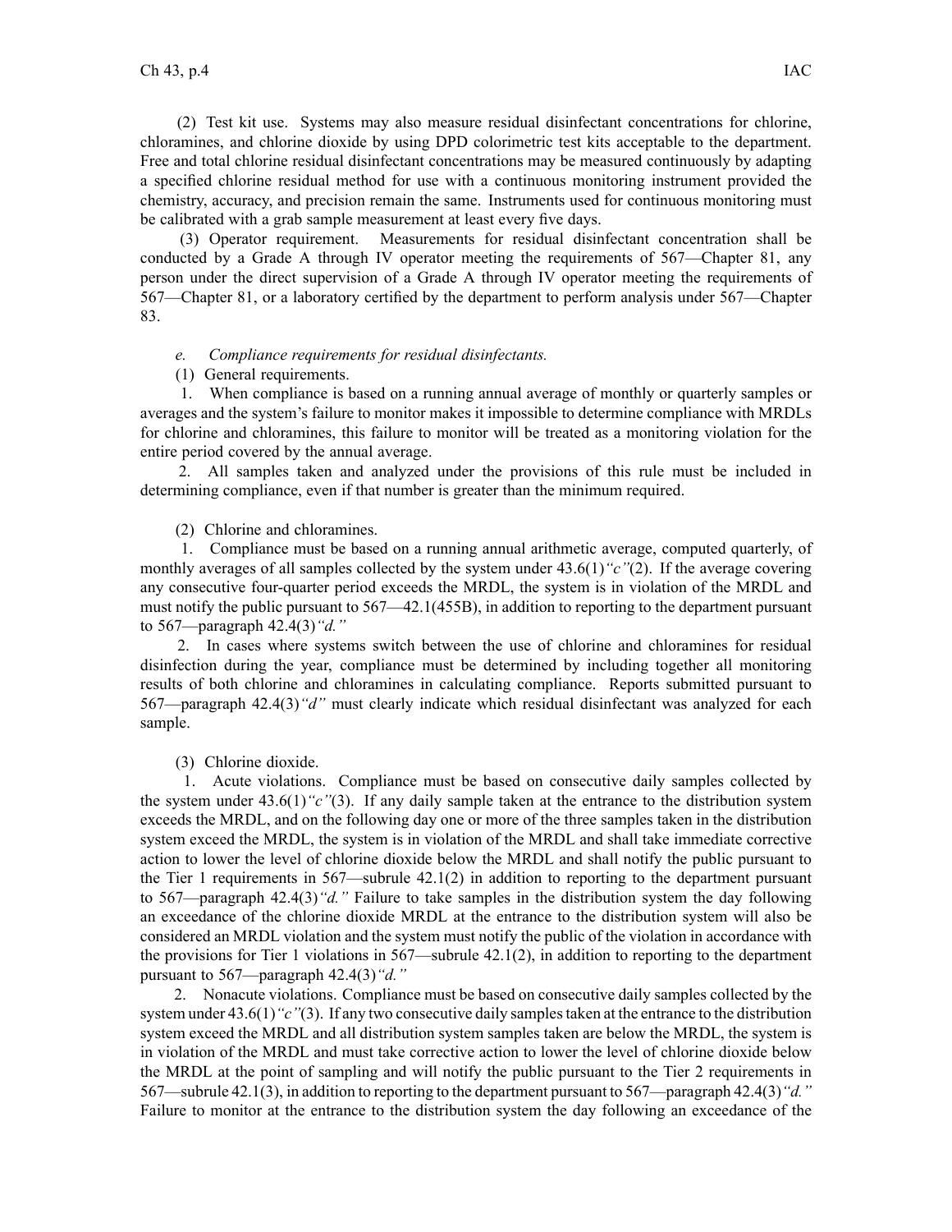(2) Test kit use. Systems may also measure residual disinfectant concentrations for chlorine, chloramines, and chlorine dioxide by using DPD colorimetric test kits acceptable to the department. Free and total chlorine residual disinfectant concentrations may be measured continuously by adapting a specified chlorine residual method for use with a continuous monitoring instrument provided the chemistry, accuracy, and precision remain the same. Instruments used for continuous monitoring must be calibrated with a grab sample measurement at least every five days.

(3) Operator requirement. Measurements for residual disinfectant concentration shall be conducted by a Grade A through IV operator meeting the requirements of 567—Chapter 81, any person under the direct supervision of a Grade A through IV operator meeting the requirements of 567—Chapter 81, or a laboratory certified by the department to perform analysis under 567—Chapter 83.

*e. Compliance requirements for residual disinfectants.*

(1) General requirements.

1. When compliance is based on a running annual average of monthly or quarterly samples or averages and the system's failure to monitor makes it impossible to determine compliance with MRDLs for chlorine and chloramines, this failure to monitor will be treated as a monitoring violation for the entire period covered by the annual average.

2. All samples taken and analyzed under the provisions of this rule must be included in determining compliance, even if that number is greater than the minimum required.

(2) Chlorine and chloramines.

1. Compliance must be based on a running annual arithmetic average, computed quarterly, of monthly averages of all samples collected by the system under 43.6(1)*"c"*(2). If the average covering any consecutive four-quarter period exceeds the MRDL, the system is in violation of the MRDL and must notify the public pursuant to 567—42.1(455B), in addition to reporting to the department pursuant to 567—paragraph 42.4(3)*"d."*

2. In cases where systems switch between the use of chlorine and chloramines for residual disinfection during the year, compliance must be determined by including together all monitoring results of both chlorine and chloramines in calculating compliance. Reports submitted pursuant to 567—paragraph 42.4(3)*"d"* must clearly indicate which residual disinfectant was analyzed for each sample.

(3) Chlorine dioxide.

1. Acute violations. Compliance must be based on consecutive daily samples collected by the system under 43.6(1)*"c"*(3). If any daily sample taken at the entrance to the distribution system exceeds the MRDL, and on the following day one or more of the three samples taken in the distribution system exceed the MRDL, the system is in violation of the MRDL and shall take immediate corrective action to lower the level of chlorine dioxide below the MRDL and shall notify the public pursuant to the Tier 1 requirements in 567—subrule 42.1(2) in addition to reporting to the department pursuant to 567—paragraph 42.4(3)*"d."* Failure to take samples in the distribution system the day following an exceedance of the chlorine dioxide MRDL at the entrance to the distribution system will also be considered an MRDL violation and the system must notify the public of the violation in accordance with the provisions for Tier 1 violations in 567—subrule 42.1(2), in addition to reporting to the department pursuant to 567—paragraph 42.4(3)*"d."*

2. Nonacute violations. Compliance must be based on consecutive daily samples collected by the system under 43.6(1)*"c"*(3). If any two consecutive daily samples taken at the entrance to the distribution system exceed the MRDL and all distribution system samples taken are below the MRDL, the system is in violation of the MRDL and must take corrective action to lower the level of chlorine dioxide below the MRDL at the point of sampling and will notify the public pursuant to the Tier 2 requirements in 567—subrule 42.1(3), in addition to reporting to the department pursuant to 567—paragraph 42.4(3)*"d."* Failure to monitor at the entrance to the distribution system the day following an exceedance of the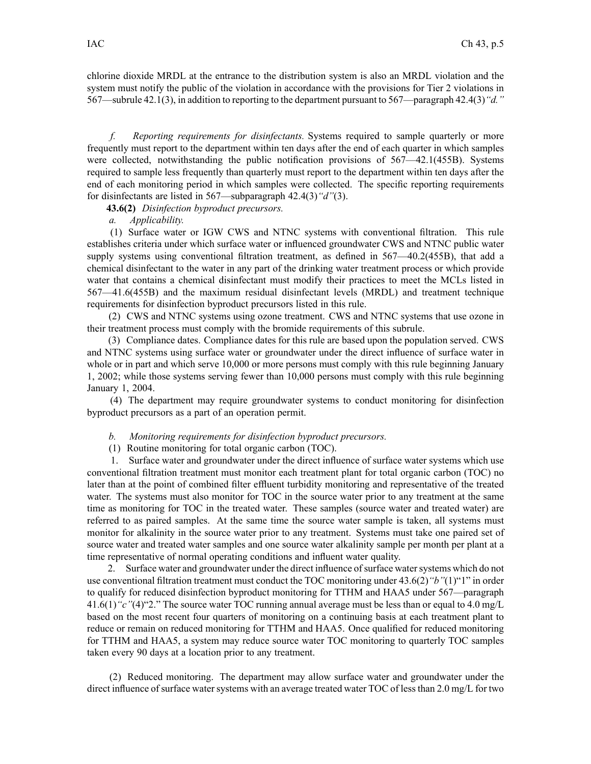chlorine dioxide MRDL at the entrance to the distribution system is also an MRDL violation and the system must notify the public of the violation in accordance with the provisions for Tier 2 violations in 567—subrule 42.1(3), in addition to reporting to the department pursuant to 567—paragraph 42.4(3)*"d."*

*f. Reporting requirements for disinfectants.* Systems required to sample quarterly or more frequently must report to the department within ten days after the end of each quarter in which samples were collected, notwithstanding the public notification provisions of 567—42.1(455B). Systems required to sample less frequently than quarterly must report to the department within ten days after the end of each monitoring period in which samples were collected. The specific reporting requirements for disinfectants are listed in 567—subparagraph 42.4(3)*"d"*(3).

**43.6(2)** *Disinfection byproduct precursors.*

*a. Applicability.*

(1) Surface water or IGW CWS and NTNC systems with conventional filtration. This rule establishes criteria under which surface water or influenced groundwater CWS and NTNC public water supply systems using conventional filtration treatment, as defined in 567—40.2(455B), that add a chemical disinfectant to the water in any part of the drinking water treatment process or which provide water that contains a chemical disinfectant must modify their practices to meet the MCLs listed in 567—41.6(455B) and the maximum residual disinfectant levels (MRDL) and treatment technique requirements for disinfection byproduct precursors listed in this rule.

(2) CWS and NTNC systems using ozone treatment. CWS and NTNC systems that use ozone in their treatment process must comply with the bromide requirements of this subrule.

(3) Compliance dates. Compliance dates for this rule are based upon the population served. CWS and NTNC systems using surface water or groundwater under the direct influence of surface water in whole or in part and which serve 10,000 or more persons must comply with this rule beginning January 1, 2002; while those systems serving fewer than 10,000 persons must comply with this rule beginning January 1, 2004.

(4) The department may require groundwater systems to conduct monitoring for disinfection byproduct precursors as a part of an operation permit.

*b. Monitoring requirements for disinfection byproduct precursors.*

(1) Routine monitoring for total organic carbon (TOC).

1. Surface water and groundwater under the direct influence of surface water systems which use conventional filtration treatment must monitor each treatment plant for total organic carbon (TOC) no later than at the point of combined filter effluent turbidity monitoring and representative of the treated water. The systems must also monitor for TOC in the source water prior to any treatment at the same time as monitoring for TOC in the treated water. These samples (source water and treated water) are referred to as paired samples. At the same time the source water sample is taken, all systems must monitor for alkalinity in the source water prior to any treatment. Systems must take one paired set of source water and treated water samples and one source water alkalinity sample per month per plant at a time representative of normal operating conditions and influent water quality.

2. Surface water and groundwater under the direct influence of surface water systems which do not use conventional filtration treatment must conduct the TOC monitoring under 43.6(2)*"b"*(1)"1" in order to qualify for reduced disinfection byproduct monitoring for TTHM and HAA5 under 567—paragraph 41.6(1)*"c"*(4)"2." The source water TOC running annual average must be less than or equal to 4.0 mg/L based on the most recent four quarters of monitoring on a continuing basis at each treatment plant to reduce or remain on reduced monitoring for TTHM and HAA5. Once qualified for reduced monitoring for TTHM and HAA5, a system may reduce source water TOC monitoring to quarterly TOC samples taken every 90 days at a location prior to any treatment.

(2) Reduced monitoring. The department may allow surface water and groundwater under the direct influence of surface water systems with an average treated water TOC of less than 2.0 mg/L for two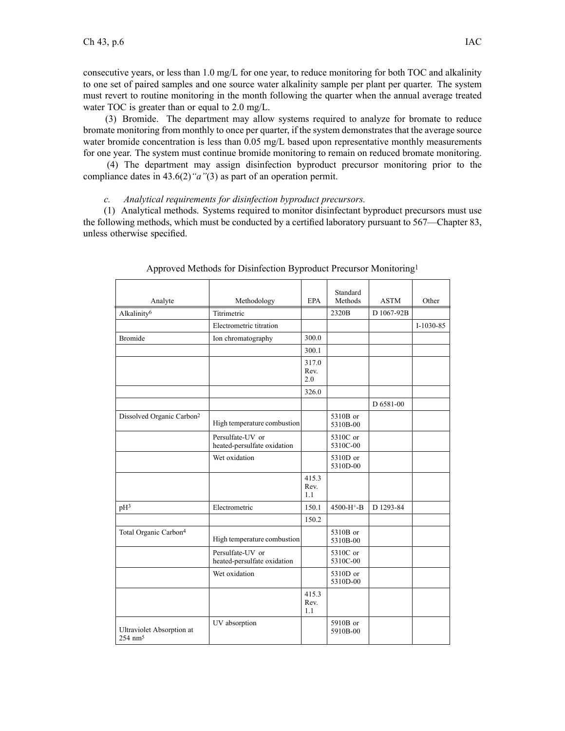consecutive years, or less than 1.0 mg/L for one year, to reduce monitoring for both TOC and alkalinity to one set of paired samples and one source water alkalinity sample per plant per quarter. The system must revert to routine monitoring in the month following the quarter when the annual average treated water TOC is greater than or equal to 2.0 mg/L.

(3) Bromide. The department may allow systems required to analyze for bromate to reduce bromate monitoring from monthly to once per quarter, if the system demonstrates that the average source water bromide concentration is less than 0.05 mg/L based upon representative monthly measurements for one year. The system must continue bromide monitoring to remain on reduced bromate monitoring.

(4) The department may assign disinfection byproduct precursor monitoring prior to the compliance dates in 43.6(2)*"a"*(3) as part of an operation permit.

*c. Analytical requirements for disinfection byproduct precursors.*

(1) Analytical methods. Systems required to monitor disinfectant byproduct precursors must use the following methods, which must be conducted by a certified laboratory pursuant to 567—Chapter 83, unless otherwise specified.

Approved Methods for Disinfection Byproduct Precursor Monitoring[1]

| Analyte | Methodology | EPA | Standard Methods | ASTM | Other |
|---|---|---|---|---|---|
| Alkalinity[6] | Titrimetric | | 2320B | D 1067-92B | |
| | Electrometric titration | | | | I-1030-85 |
| Bromide | Ion chromatography | 300.0 | | | |
| | | 300.1 | | | |
| | | 317.0 Rev. 2.0 | | | |
| | | 326.0 | | | |
| | | | | D 6581-00 | |
| Dissolved Organic Carbon[2] | High temperature combustion | | 5310B or 5310B-00 | | |
| | Persulfate-UV or heated-persulfate oxidation | | 5310C or 5310C-00 | | |
| | Wet oxidation | | 5310D or 5310D-00 | | |
| | | 415.3 Rev. 1.1 | | | |
| pH[3] | Electrometric | 150.1 | 4500-$H^+$-B | D 1293-84 | |
| | | 150.2 | | | |
| Total Organic Carbon[4] | High temperature combustion | | 5310B or 5310B-00 | | |
| | Persulfate-UV or heated-persulfate oxidation | | 5310C or 5310C-00 | | |
| | Wet oxidation | | 5310D or 5310D-00 | | |
| | | 415.3 Rev. 1.1 | | | |
| Ultraviolet Absorption at 254 nm[5] | UV absorption | | 5910B or 5910B-00 | | |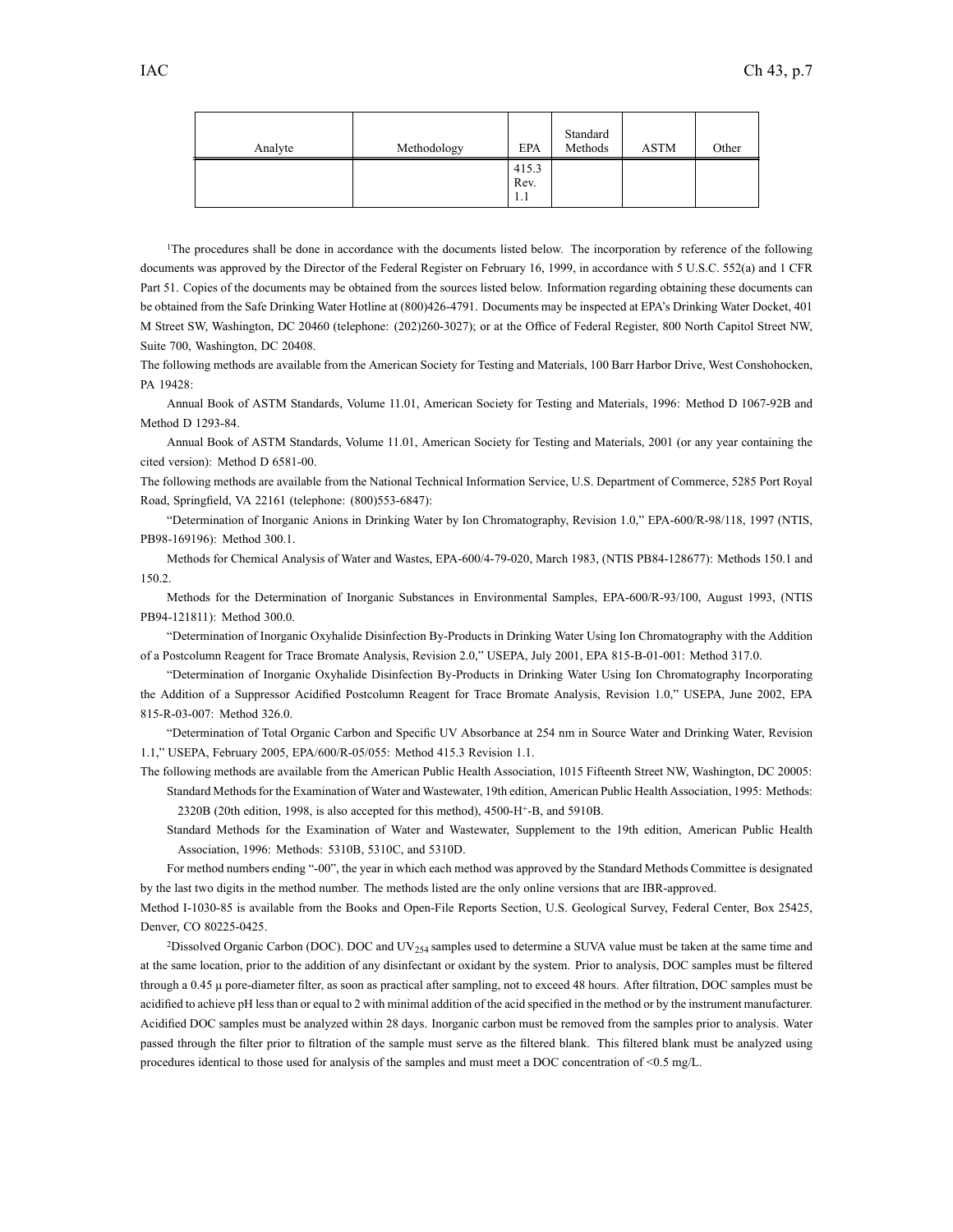| Analyte | Methodology | EPA | Standard Methods | ASTM | Other |
|---|---|---|---|---|---|
| | | 415.3 Rev. 1.1 | | | |

[1]The procedures shall be done in accordance with the documents listed below. The incorporation by reference of the following documents was approved by the Director of the Federal Register on February 16, 1999, in accordance with 5 U.S.C. 552(a) and 1 CFR Part 51. Copies of the documents may be obtained from the sources listed below. Information regarding obtaining these documents can be obtained from the Safe Drinking Water Hotline at (800)426-4791. Documents may be inspected at EPA's Drinking Water Docket, 401 M Street SW, Washington, DC 20460 (telephone: (202)260-3027); or at the Office of Federal Register, 800 North Capitol Street NW, Suite 700, Washington, DC 20408.

The following methods are available from the American Society for Testing and Materials, 100 Barr Harbor Drive, West Conshohocken, PA 19428:

Annual Book of ASTM Standards, Volume 11.01, American Society for Testing and Materials, 1996: Method D 1067-92B and Method D 1293-84.

Annual Book of ASTM Standards, Volume 11.01, American Society for Testing and Materials, 2001 (or any year containing the cited version): Method D 6581-00.

The following methods are available from the National Technical Information Service, U.S. Department of Commerce, 5285 Port Royal Road, Springfield, VA 22161 (telephone: (800)553-6847):

"Determination of Inorganic Anions in Drinking Water by Ion Chromatography, Revision 1.0," EPA-600/R-98/118, 1997 (NTIS, PB98-169196): Method 300.1.

Methods for Chemical Analysis of Water and Wastes, EPA-600/4-79-020, March 1983, (NTIS PB84-128677): Methods 150.1 and 150.2.

Methods for the Determination of Inorganic Substances in Environmental Samples, EPA-600/R-93/100, August 1993, (NTIS PB94-121811): Method 300.0.

"Determination of Inorganic Oxyhalide Disinfection By-Products in Drinking Water Using Ion Chromatography with the Addition of a Postcolumn Reagent for Trace Bromate Analysis, Revision 2.0," USEPA, July 2001, EPA 815-B-01-001: Method 317.0.

"Determination of Inorganic Oxyhalide Disinfection By-Products in Drinking Water Using Ion Chromatography Incorporating the Addition of a Suppressor Acidified Postcolumn Reagent for Trace Bromate Analysis, Revision 1.0," USEPA, June 2002, EPA 815-R-03-007: Method 326.0.

"Determination of Total Organic Carbon and Specific UV Absorbance at 254 nm in Source Water and Drinking Water, Revision 1.1," USEPA, February 2005, EPA/600/R-05/055: Method 415.3 Revision 1.1.

The following methods are available from the American Public Health Association, 1015 Fifteenth Street NW, Washington, DC 20005:

Standard Methods for the Examination of Water and Wastewater, 19th edition, American Public Health Association, 1995: Methods: 2320B (20th edition, 1998, is also accepted for this method), 4500-$H^+$-B, and 5910B.

Standard Methods for the Examination of Water and Wastewater, Supplement to the 19th edition, American Public Health Association, 1996: Methods: 5310B, 5310C, and 5310D.

For method numbers ending "-00", the year in which each method was approved by the Standard Methods Committee is designated by the last two digits in the method number. The methods listed are the only online versions that are IBR-approved.

Method I-1030-85 is available from the Books and Open-File Reports Section, U.S. Geological Survey, Federal Center, Box 25425, Denver, CO 80225-0425.

[2]Dissolved Organic Carbon (DOC). DOC and $UV_{254}$ samples used to determine a SUVA value must be taken at the same time and at the same location, prior to the addition of any disinfectant or oxidant by the system. Prior to analysis, DOC samples must be filtered through a 0.45 µ pore-diameter filter, as soon as practical after sampling, not to exceed 48 hours. After filtration, DOC samples must be acidified to achieve pH less than or equal to 2 with minimal addition of the acid specified in the method or by the instrument manufacturer. Acidified DOC samples must be analyzed within 28 days. Inorganic carbon must be removed from the samples prior to analysis. Water passed through the filter prior to filtration of the sample must serve as the filtered blank. This filtered blank must be analyzed using procedures identical to those used for analysis of the samples and must meet a DOC concentration of <0.5 mg/L.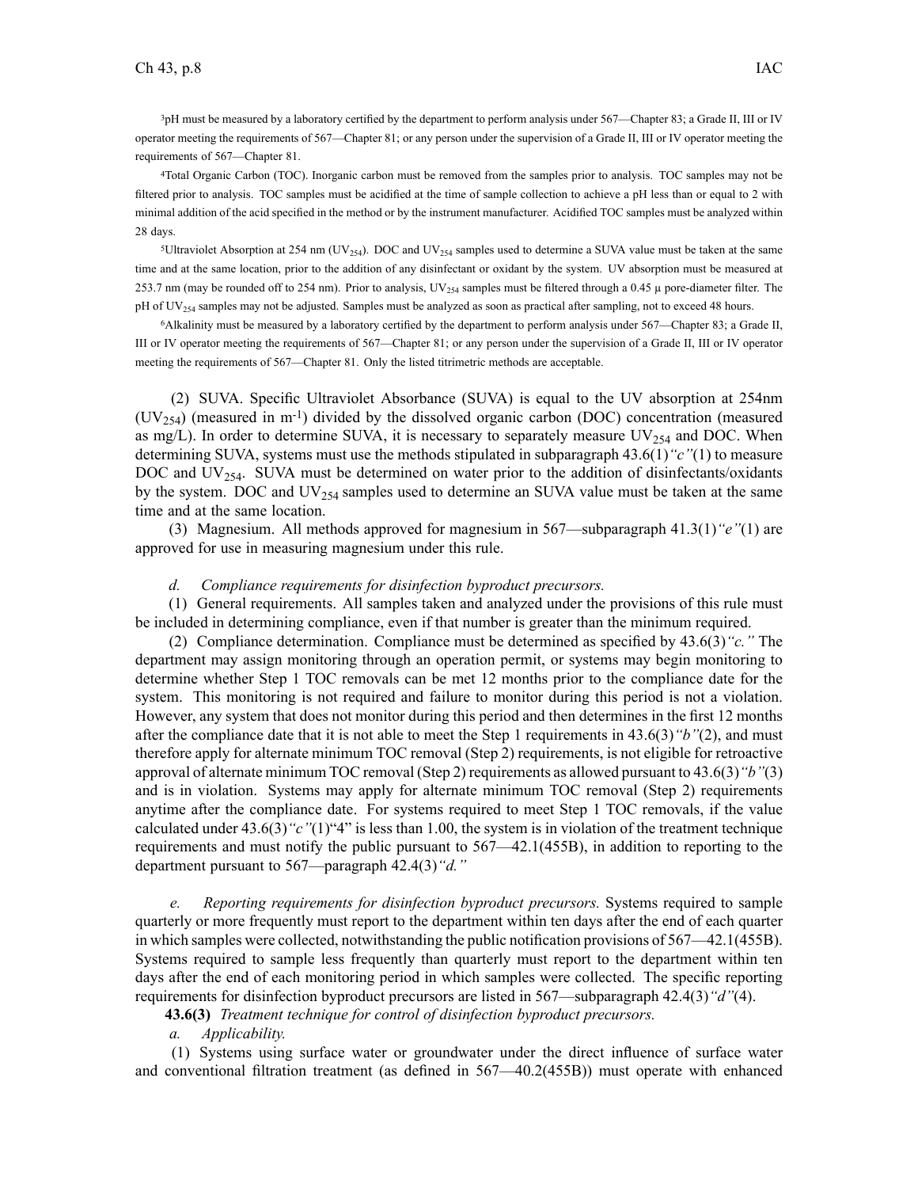[3]pH must be measured by a laboratory certified by the department to perform analysis under 567—Chapter 83; a Grade II, III or IV operator meeting the requirements of 567—Chapter 81; or any person under the supervision of a Grade II, III or IV operator meeting the requirements of 567—Chapter 81.

[4]Total Organic Carbon (TOC). Inorganic carbon must be removed from the samples prior to analysis. TOC samples may not be filtered prior to analysis. TOC samples must be acidified at the time of sample collection to achieve a pH less than or equal to 2 with minimal addition of the acid specified in the method or by the instrument manufacturer. Acidified TOC samples must be analyzed within 28 days.

[5]Ultraviolet Absorption at 254 nm ($UV_{254}$). DOC and $UV_{254}$ samples used to determine a SUVA value must be taken at the same time and at the same location, prior to the addition of any disinfectant or oxidant by the system. UV absorption must be measured at 253.7 nm (may be rounded off to 254 nm). Prior to analysis, $UV_{254}$ samples must be filtered through a 0.45 μ pore-diameter filter. The pH of $UV_{254}$ samples may not be adjusted. Samples must be analyzed as soon as practical after sampling, not to exceed 48 hours.

[6]Alkalinity must be measured by a laboratory certified by the department to perform analysis under 567—Chapter 83; a Grade II, III or IV operator meeting the requirements of 567—Chapter 81; or any person under the supervision of a Grade II, III or IV operator meeting the requirements of 567—Chapter 81. Only the listed titrimetric methods are acceptable.

(2) SUVA. Specific Ultraviolet Absorbance (SUVA) is equal to the UV absorption at 254nm ($UV_{254}$) (measured in $m^{-1}$) divided by the dissolved organic carbon (DOC) concentration (measured as mg/L). In order to determine SUVA, it is necessary to separately measure $UV_{254}$ and DOC. When determining SUVA, systems must use the methods stipulated in subparagraph 43.6(1)*"c"*(1) to measure DOC and $UV_{254}$. SUVA must be determined on water prior to the addition of disinfectants/oxidants by the system. DOC and $UV_{254}$ samples used to determine an SUVA value must be taken at the same time and at the same location.

(3) Magnesium. All methods approved for magnesium in 567—subparagraph 41.3(1)*"e"*(1) are approved for use in measuring magnesium under this rule.

*d. Compliance requirements for disinfection byproduct precursors.*

(1) General requirements. All samples taken and analyzed under the provisions of this rule must be included in determining compliance, even if that number is greater than the minimum required.

(2) Compliance determination. Compliance must be determined as specified by 43.6(3)*"c."* The department may assign monitoring through an operation permit, or systems may begin monitoring to determine whether Step 1 TOC removals can be met 12 months prior to the compliance date for the system. This monitoring is not required and failure to monitor during this period is not a violation. However, any system that does not monitor during this period and then determines in the first 12 months after the compliance date that it is not able to meet the Step 1 requirements in 43.6(3)*"b"*(2), and must therefore apply for alternate minimum TOC removal (Step 2) requirements, is not eligible for retroactive approval of alternate minimum TOC removal (Step 2) requirements as allowed pursuant to 43.6(3)*"b"*(3) and is in violation. Systems may apply for alternate minimum TOC removal (Step 2) requirements anytime after the compliance date. For systems required to meet Step 1 TOC removals, if the value calculated under 43.6(3)*"c"*(1)"4" is less than 1.00, the system is in violation of the treatment technique requirements and must notify the public pursuant to 567—42.1(455B), in addition to reporting to the department pursuant to 567—paragraph 42.4(3)*"d."*

*e. Reporting requirements for disinfection byproduct precursors.* Systems required to sample quarterly or more frequently must report to the department within ten days after the end of each quarter in which samples were collected, notwithstanding the public notification provisions of 567—42.1(455B). Systems required to sample less frequently than quarterly must report to the department within ten days after the end of each monitoring period in which samples were collected. The specific reporting requirements for disinfection byproduct precursors are listed in 567—subparagraph 42.4(3)*"d"*(4).

**43.6(3)** *Treatment technique for control of disinfection byproduct precursors.*

*a. Applicability.*

(1) Systems using surface water or groundwater under the direct influence of surface water and conventional filtration treatment (as defined in 567—40.2(455B)) must operate with enhanced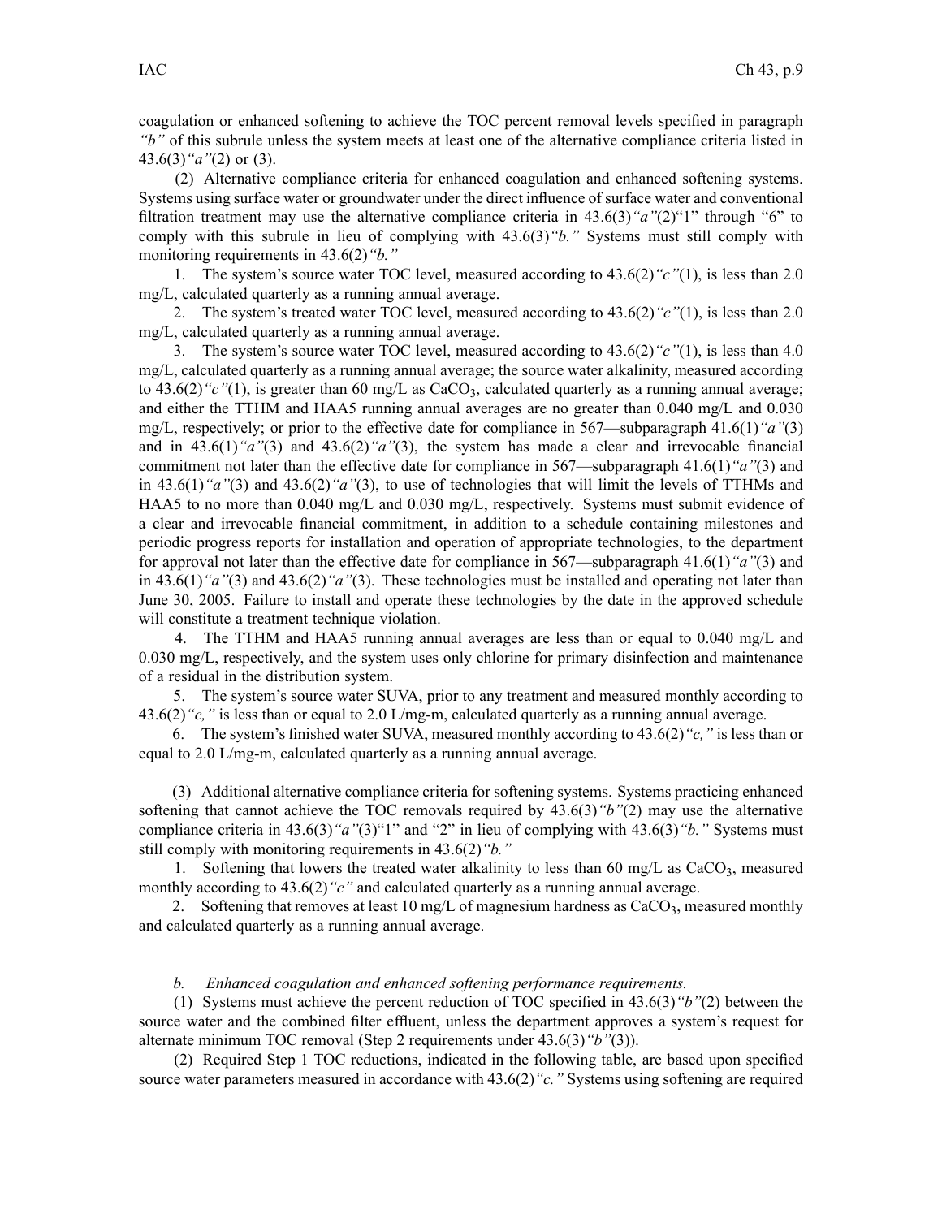coagulation or enhanced softening to achieve the TOC percent removal levels specified in paragraph *"b"* of this subrule unless the system meets at least one of the alternative compliance criteria listed in 43.6(3)*"a"*(2) or (3).

(2) Alternative compliance criteria for enhanced coagulation and enhanced softening systems. Systems using surface water or groundwater under the direct influence of surface water and conventional filtration treatment may use the alternative compliance criteria in 43.6(3)*"a"*(2)"1" through "6" to comply with this subrule in lieu of complying with 43.6(3)*"b."* Systems must still comply with monitoring requirements in 43.6(2)*"b."*

1. The system's source water TOC level, measured according to 43.6(2)*"c"*(1), is less than 2.0 mg/L, calculated quarterly as a running annual average.

2. The system's treated water TOC level, measured according to 43.6(2)*"c"*(1), is less than 2.0 mg/L, calculated quarterly as a running annual average.

3. The system's source water TOC level, measured according to 43.6(2)*"c"*(1), is less than 4.0 mg/L, calculated quarterly as a running annual average; the source water alkalinity, measured according to 43.6(2)*"c"*(1), is greater than 60 mg/L as $CaCO_3$, calculated quarterly as a running annual average; and either the TTHM and HAA5 running annual averages are no greater than 0.040 mg/L and 0.030 mg/L, respectively; or prior to the effective date for compliance in 567—subparagraph 41.6(1)*"a"*(3) and in 43.6(1)*"a"*(3) and 43.6(2)*"a"*(3), the system has made a clear and irrevocable financial commitment not later than the effective date for compliance in 567—subparagraph 41.6(1)*"a"*(3) and in 43.6(1)*"a"*(3) and 43.6(2)*"a"*(3), to use of technologies that will limit the levels of TTHMs and HAA5 to no more than 0.040 mg/L and 0.030 mg/L, respectively. Systems must submit evidence of a clear and irrevocable financial commitment, in addition to a schedule containing milestones and periodic progress reports for installation and operation of appropriate technologies, to the department for approval not later than the effective date for compliance in 567—subparagraph 41.6(1)*"a"*(3) and in 43.6(1)*"a"*(3) and 43.6(2)*"a"*(3). These technologies must be installed and operating not later than June 30, 2005. Failure to install and operate these technologies by the date in the approved schedule will constitute a treatment technique violation.

4. The TTHM and HAA5 running annual averages are less than or equal to 0.040 mg/L and 0.030 mg/L, respectively, and the system uses only chlorine for primary disinfection and maintenance of a residual in the distribution system.

5. The system's source water SUVA, prior to any treatment and measured monthly according to 43.6(2)*"c,"* is less than or equal to 2.0 L/mg-m, calculated quarterly as a running annual average.

6. The system's finished water SUVA, measured monthly according to 43.6(2)*"c,"* is less than or equal to 2.0 L/mg-m, calculated quarterly as a running annual average.

(3) Additional alternative compliance criteria for softening systems. Systems practicing enhanced softening that cannot achieve the TOC removals required by 43.6(3)*"b"*(2) may use the alternative compliance criteria in 43.6(3)*"a"*(3)"1" and "2" in lieu of complying with 43.6(3)*"b."* Systems must still comply with monitoring requirements in 43.6(2)*"b."*

1. Softening that lowers the treated water alkalinity to less than 60 mg/L as $CaCO_3$, measured monthly according to 43.6(2)*"c"* and calculated quarterly as a running annual average.

2. Softening that removes at least 10 mg/L of magnesium hardness as $CaCO_3$, measured monthly and calculated quarterly as a running annual average.

*b. Enhanced coagulation and enhanced softening performance requirements.*

(1) Systems must achieve the percent reduction of TOC specified in 43.6(3)*"b"*(2) between the source water and the combined filter effluent, unless the department approves a system's request for alternate minimum TOC removal (Step 2 requirements under 43.6(3)*"b"*(3)).

(2) Required Step 1 TOC reductions, indicated in the following table, are based upon specified source water parameters measured in accordance with 43.6(2)*"c."* Systems using softening are required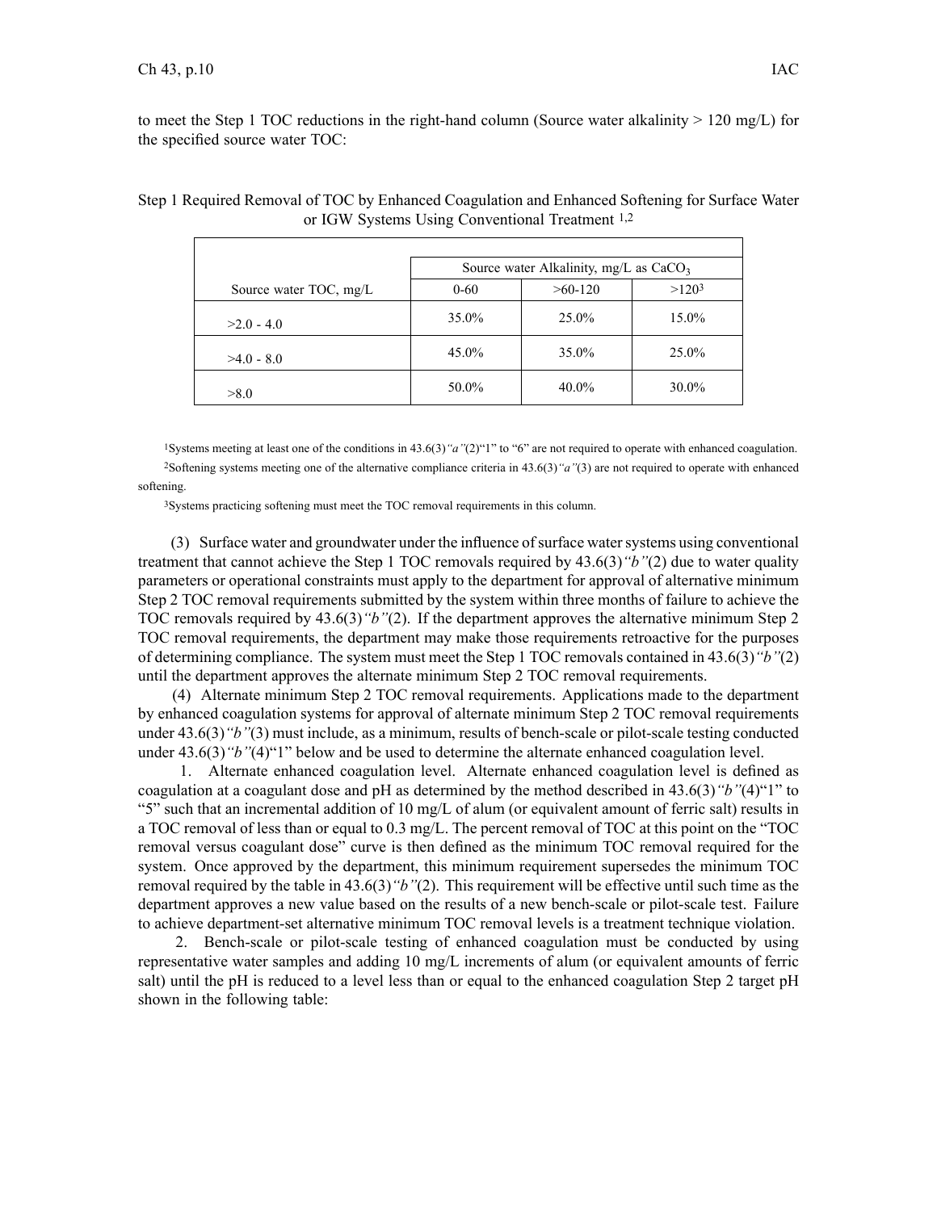to meet the Step 1 TOC reductions in the right-hand column (Source water alkalinity > 120 mg/L) for the specified source water TOC:

Step 1 Required Removal of TOC by Enhanced Coagulation and Enhanced Softening for Surface Water or IGW Systems Using Conventional Treatment [1,2]

| | Source water Alkalinity, mg/L as $CaCO_3$ | | |
|---|---|---|---|
| Source water TOC, mg/L | 0-60 | >60-120 | >120[3] |
| >2.0 - 4.0 | 35.0% | 25.0% | 15.0% |
| >4.0 - 8.0 | 45.0% | 35.0% | 25.0% |
| >8.0 | 50.0% | 40.0% | 30.0% |

[1]Systems meeting at least one of the conditions in 43.6(3)*"a"*(2)"1" to "6" are not required to operate with enhanced coagulation.

[2]Softening systems meeting one of the alternative compliance criteria in 43.6(3)*"a"*(3) are not required to operate with enhanced softening.

[3]Systems practicing softening must meet the TOC removal requirements in this column.

(3) Surface water and groundwater under the influence of surface water systems using conventional treatment that cannot achieve the Step 1 TOC removals required by 43.6(3)*"b"*(2) due to water quality parameters or operational constraints must apply to the department for approval of alternative minimum Step 2 TOC removal requirements submitted by the system within three months of failure to achieve the TOC removals required by 43.6(3)*"b"*(2). If the department approves the alternative minimum Step 2 TOC removal requirements, the department may make those requirements retroactive for the purposes of determining compliance. The system must meet the Step 1 TOC removals contained in 43.6(3)*"b"*(2) until the department approves the alternate minimum Step 2 TOC removal requirements.

(4) Alternate minimum Step 2 TOC removal requirements. Applications made to the department by enhanced coagulation systems for approval of alternate minimum Step 2 TOC removal requirements under 43.6(3)*"b"*(3) must include, as a minimum, results of bench-scale or pilot-scale testing conducted under 43.6(3)*"b"*(4)"1" below and be used to determine the alternate enhanced coagulation level.

1. Alternate enhanced coagulation level. Alternate enhanced coagulation level is defined as coagulation at a coagulant dose and pH as determined by the method described in 43.6(3)*"b"*(4)"1" to "5" such that an incremental addition of 10 mg/L of alum (or equivalent amount of ferric salt) results in a TOC removal of less than or equal to 0.3 mg/L. The percent removal of TOC at this point on the "TOC removal versus coagulant dose" curve is then defined as the minimum TOC removal required for the system. Once approved by the department, this minimum requirement supersedes the minimum TOC removal required by the table in 43.6(3)*"b"*(2). This requirement will be effective until such time as the department approves a new value based on the results of a new bench-scale or pilot-scale test. Failure to achieve department-set alternative minimum TOC removal levels is a treatment technique violation.

2. Bench-scale or pilot-scale testing of enhanced coagulation must be conducted by using representative water samples and adding 10 mg/L increments of alum (or equivalent amounts of ferric salt) until the pH is reduced to a level less than or equal to the enhanced coagulation Step 2 target pH shown in the following table: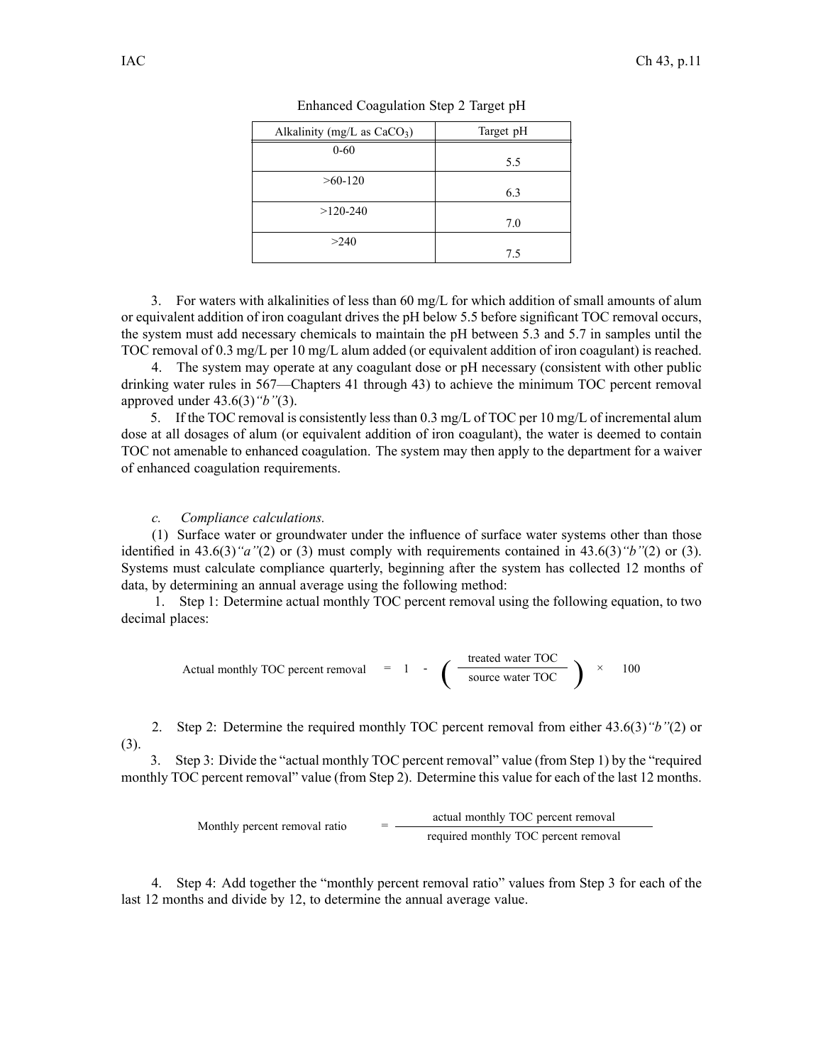Enhanced Coagulation Step 2 Target pH

| Alkalinity (mg/L as $CaCO_3$) | Target pH |
|---|---|
| 0-60 | 5.5 |
| >60-120 | 6.3 |
| >120-240 | 7.0 |
| >240 | 7.5 |

3. For waters with alkalinities of less than 60 mg/L for which addition of small amounts of alum or equivalent addition of iron coagulant drives the pH below 5.5 before significant TOC removal occurs, the system must add necessary chemicals to maintain the pH between 5.3 and 5.7 in samples until the TOC removal of 0.3 mg/L per 10 mg/L alum added (or equivalent addition of iron coagulant) is reached.

4. The system may operate at any coagulant dose or pH necessary (consistent with other public drinking water rules in 567—Chapters 41 through 43) to achieve the minimum TOC percent removal approved under 43.6(3)*"b"*(3).

5. If the TOC removal is consistently less than 0.3 mg/L of TOC per 10 mg/L of incremental alum dose at all dosages of alum (or equivalent addition of iron coagulant), the water is deemed to contain TOC not amenable to enhanced coagulation. The system may then apply to the department for a waiver of enhanced coagulation requirements.

*c. Compliance calculations.*

(1) Surface water or groundwater under the influence of surface water systems other than those identified in 43.6(3)*"a"*(2) or (3) must comply with requirements contained in 43.6(3)*"b"*(2) or (3). Systems must calculate compliance quarterly, beginning after the system has collected 12 months of data, by determining an annual average using the following method:

1. Step 1: Determine actual monthly TOC percent removal using the following equation, to two decimal places:

$$\text{Actual monthly TOC percent removal} = 1 - \left( \frac{\text{treated water TOC}}{\text{source water TOC}} \right) \times 100$$

2. Step 2: Determine the required monthly TOC percent removal from either 43.6(3)*"b"*(2) or (3).

3. Step 3: Divide the "actual monthly TOC percent removal" value (from Step 1) by the "required monthly TOC percent removal" value (from Step 2). Determine this value for each of the last 12 months.

$$\text{Monthly percent removal ratio} = \frac{\text{actual monthly TOC percent removal}}{\text{required monthly TOC percent removal}}$$

4. Step 4: Add together the "monthly percent removal ratio" values from Step 3 for each of the last 12 months and divide by 12, to determine the annual average value.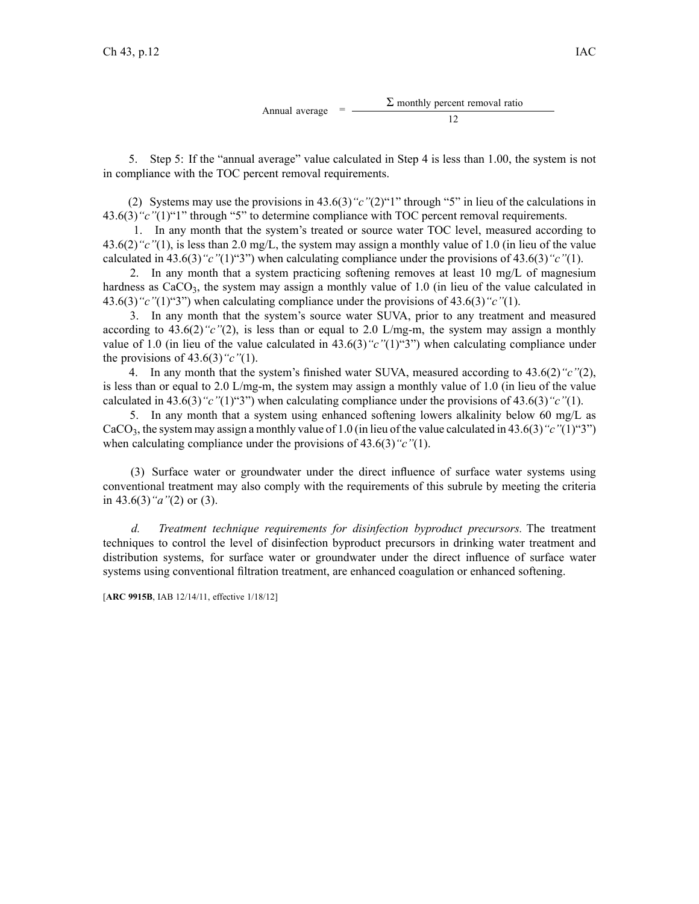$$\text{Annual average} = \frac{\Sigma \text{ monthly percent removal ratio}}{12}$$

5. Step 5: If the "annual average" value calculated in Step 4 is less than 1.00, the system is not in compliance with the TOC percent removal requirements.

(2) Systems may use the provisions in 43.6(3)*"c"*(2)"1" through "5" in lieu of the calculations in 43.6(3)*"c"*(1)"1" through "5" to determine compliance with TOC percent removal requirements.

1. In any month that the system's treated or source water TOC level, measured according to 43.6(2)*"c"*(1), is less than 2.0 mg/L, the system may assign a monthly value of 1.0 (in lieu of the value calculated in 43.6(3)*"c"*(1)"3") when calculating compliance under the provisions of 43.6(3)*"c"*(1).

2. In any month that a system practicing softening removes at least 10 mg/L of magnesium hardness as $CaCO_3$, the system may assign a monthly value of 1.0 (in lieu of the value calculated in 43.6(3)*"c"*(1)"3") when calculating compliance under the provisions of 43.6(3)*"c"*(1).

3. In any month that the system's source water SUVA, prior to any treatment and measured according to 43.6(2)*"c"*(2), is less than or equal to 2.0 L/mg-m, the system may assign a monthly value of 1.0 (in lieu of the value calculated in 43.6(3)*"c"*(1)"3") when calculating compliance under the provisions of 43.6(3)*"c"*(1).

4. In any month that the system's finished water SUVA, measured according to 43.6(2)*"c"*(2), is less than or equal to 2.0 L/mg-m, the system may assign a monthly value of 1.0 (in lieu of the value calculated in 43.6(3)*"c"*(1)"3") when calculating compliance under the provisions of 43.6(3)*"c"*(1).

5. In any month that a system using enhanced softening lowers alkalinity below 60 mg/L as $CaCO_3$, the system may assign a monthly value of 1.0 (in lieu of the value calculated in 43.6(3)*"c"*(1)"3") when calculating compliance under the provisions of 43.6(3)*"c"*(1).

(3) Surface water or groundwater under the direct influence of surface water systems using conventional treatment may also comply with the requirements of this subrule by meeting the criteria in 43.6(3)*"a"*(2) or (3).

*d. Treatment technique requirements for disinfection byproduct precursors.* The treatment techniques to control the level of disinfection byproduct precursors in drinking water treatment and distribution systems, for surface water or groundwater under the direct influence of surface water systems using conventional filtration treatment, are enhanced coagulation or enhanced softening.

[**ARC 9915B**, IAB 12/14/11, effective 1/18/12]